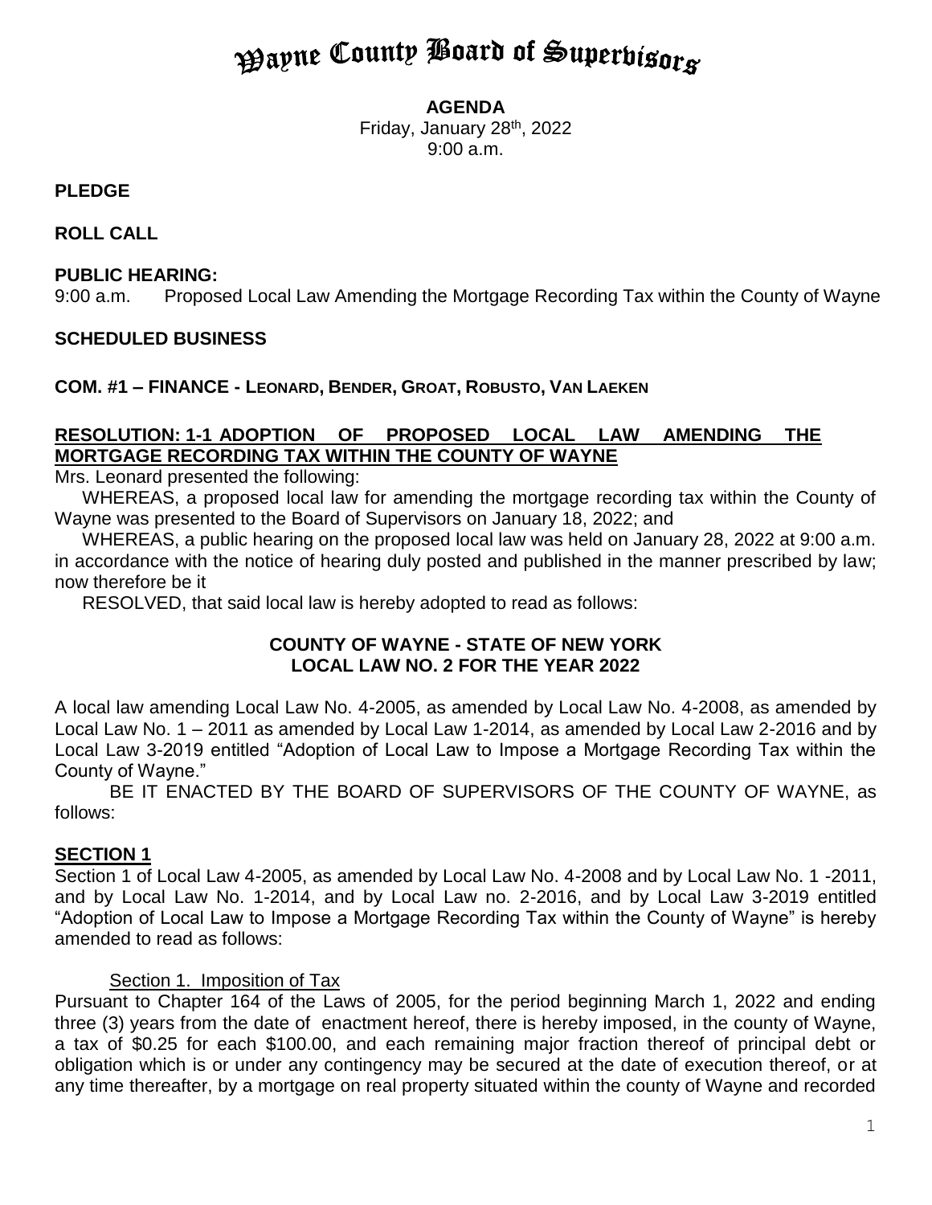# Wayne County Board of Supervisors

**AGENDA**
Friday, January 28th, 2022
9:00 a.m.

**PLEDGE**

**ROLL CALL**

**PUBLIC HEARING:**
9:00 a.m. Proposed Local Law Amending the Mortgage Recording Tax within the County of Wayne

**SCHEDULED BUSINESS**

**COM. #1 – FINANCE - LEONARD, BENDER, GROAT, ROBUSTO, VAN LAEKEN**

**RESOLUTION: 1-1 ADOPTION OF PROPOSED LOCAL LAW AMENDING THE MORTGAGE RECORDING TAX WITHIN THE COUNTY OF WAYNE**

Mrs. Leonard presented the following:

WHEREAS, a proposed local law for amending the mortgage recording tax within the County of Wayne was presented to the Board of Supervisors on January 18, 2022; and

WHEREAS, a public hearing on the proposed local law was held on January 28, 2022 at 9:00 a.m. in accordance with the notice of hearing duly posted and published in the manner prescribed by law; now therefore be it

RESOLVED, that said local law is hereby adopted to read as follows:

**COUNTY OF WAYNE - STATE OF NEW YORK**
**LOCAL LAW NO. 2 FOR THE YEAR 2022**

A local law amending Local Law No. 4-2005, as amended by Local Law No. 4-2008, as amended by Local Law No. 1 – 2011 as amended by Local Law 1-2014, as amended by Local Law 2-2016 and by Local Law 3-2019 entitled "Adoption of Local Law to Impose a Mortgage Recording Tax within the County of Wayne."

BE IT ENACTED BY THE BOARD OF SUPERVISORS OF THE COUNTY OF WAYNE, as follows:

**SECTION 1**

Section 1 of Local Law 4-2005, as amended by Local Law No. 4-2008 and by Local Law No. 1 -2011, and by Local Law No. 1-2014, and by Local Law no. 2-2016, and by Local Law 3-2019 entitled "Adoption of Local Law to Impose a Mortgage Recording Tax within the County of Wayne" is hereby amended to read as follows:

Section 1. Imposition of Tax

Pursuant to Chapter 164 of the Laws of 2005, for the period beginning March 1, 2022 and ending three (3) years from the date of enactment hereof, there is hereby imposed, in the county of Wayne, a tax of $0.25 for each $100.00, and each remaining major fraction thereof of principal debt or obligation which is or under any contingency may be secured at the date of execution thereof, or at any time thereafter, by a mortgage on real property situated within the county of Wayne and recorded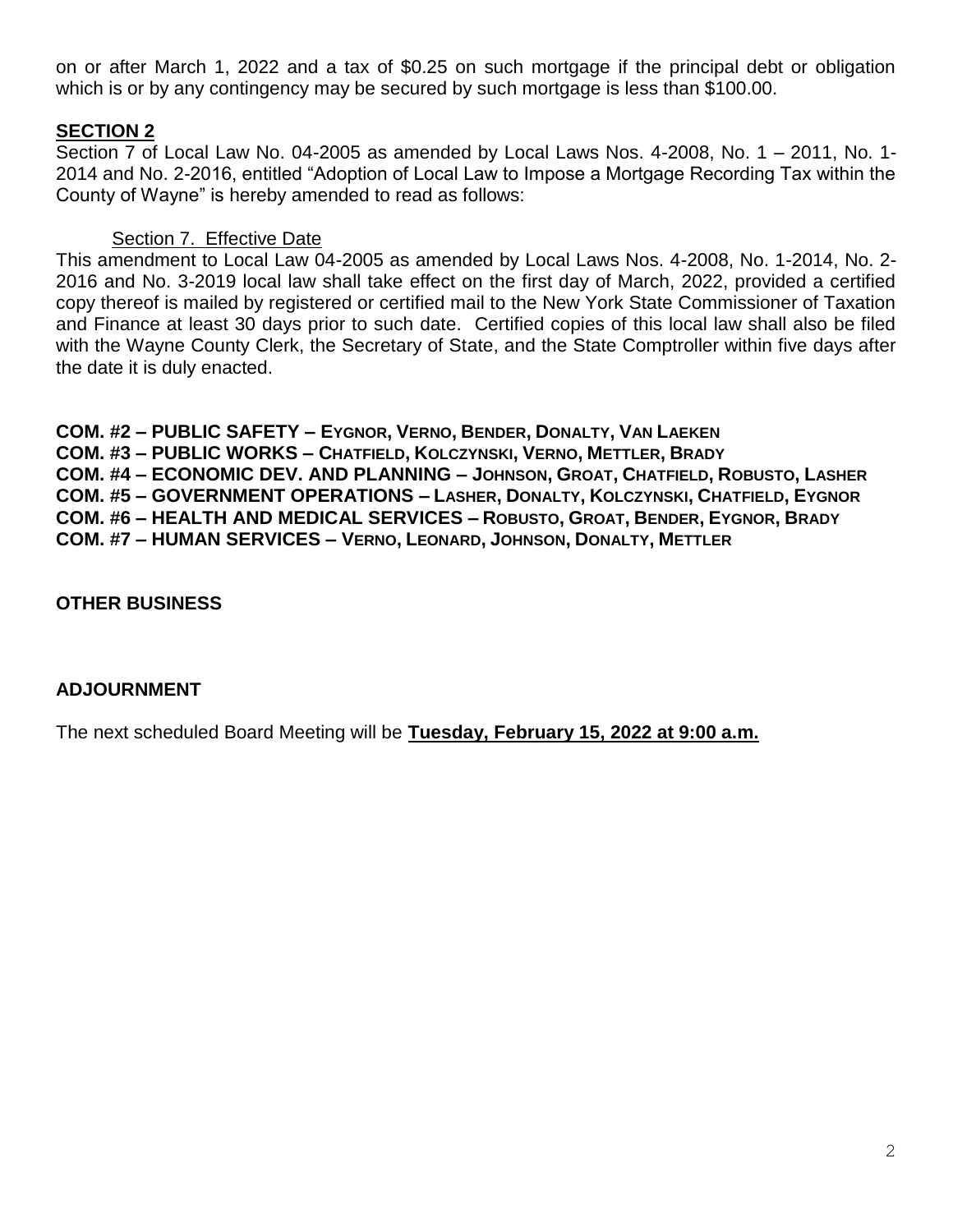on or after March 1, 2022 and a tax of $0.25 on such mortgage if the principal debt or obligation which is or by any contingency may be secured by such mortgage is less than $100.00.

**SECTION 2**

Section 7 of Local Law No. 04-2005 as amended by Local Laws Nos. 4-2008, No. 1 – 2011, No. 1-2014 and No. 2-2016, entitled "Adoption of Local Law to Impose a Mortgage Recording Tax within the County of Wayne" is hereby amended to read as follows:

Section 7. Effective Date

This amendment to Local Law 04-2005 as amended by Local Laws Nos. 4-2008, No. 1-2014, No. 2-2016 and No. 3-2019 local law shall take effect on the first day of March, 2022, provided a certified copy thereof is mailed by registered or certified mail to the New York State Commissioner of Taxation and Finance at least 30 days prior to such date. Certified copies of this local law shall also be filed with the Wayne County Clerk, the Secretary of State, and the State Comptroller within five days after the date it is duly enacted.

**COM. #2 – PUBLIC SAFETY – EYGNOR, VERNO, BENDER, DONALTY, VAN LAEKEN**
**COM. #3 – PUBLIC WORKS – CHATFIELD, KOLCZYNSKI, VERNO, METTLER, BRADY**
**COM. #4 – ECONOMIC DEV. AND PLANNING – JOHNSON, GROAT, CHATFIELD, ROBUSTO, LASHER**
**COM. #5 – GOVERNMENT OPERATIONS – LASHER, DONALTY, KOLCZYNSKI, CHATFIELD, EYGNOR**
**COM. #6 – HEALTH AND MEDICAL SERVICES – ROBUSTO, GROAT, BENDER, EYGNOR, BRADY**
**COM. #7 – HUMAN SERVICES – VERNO, LEONARD, JOHNSON, DONALTY, METTLER**

**OTHER BUSINESS**

**ADJOURNMENT**

The next scheduled Board Meeting will be **Tuesday, February 15, 2022 at 9:00 a.m.**